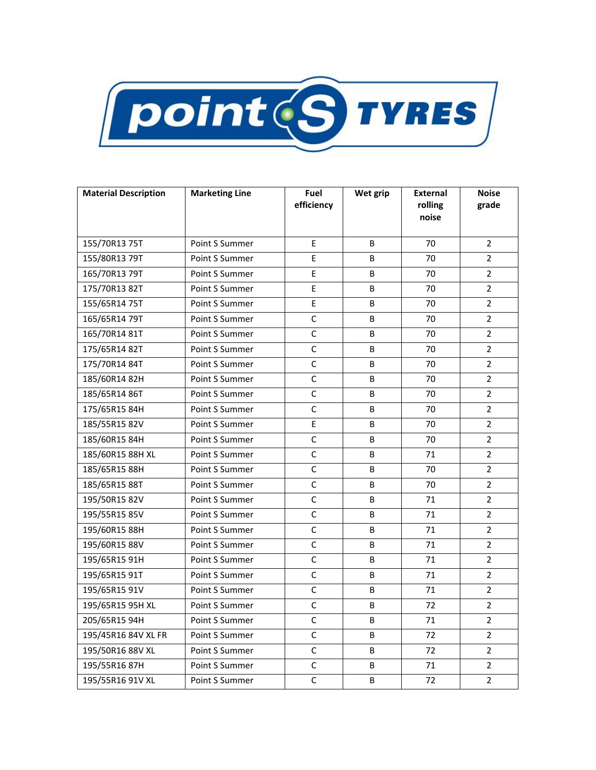| Material Description | Marketing Line | Fuel efficiency | Wet grip | External rolling noise | Noise grade |
|---|---|---|---|---|---|
| 155/70R13 75T | Point S Summer | E | B | 70 | 2 |
| 155/80R13 79T | Point S Summer | E | B | 70 | 2 |
| 165/70R13 79T | Point S Summer | E | B | 70 | 2 |
| 175/70R13 82T | Point S Summer | E | B | 70 | 2 |
| 155/65R14 75T | Point S Summer | E | B | 70 | 2 |
| 165/65R14 79T | Point S Summer | C | B | 70 | 2 |
| 165/70R14 81T | Point S Summer | C | B | 70 | 2 |
| 175/65R14 82T | Point S Summer | C | B | 70 | 2 |
| 175/70R14 84T | Point S Summer | C | B | 70 | 2 |
| 185/60R14 82H | Point S Summer | C | B | 70 | 2 |
| 185/65R14 86T | Point S Summer | C | B | 70 | 2 |
| 175/65R15 84H | Point S Summer | C | B | 70 | 2 |
| 185/55R15 82V | Point S Summer | E | B | 70 | 2 |
| 185/60R15 84H | Point S Summer | C | B | 70 | 2 |
| 185/60R15 88H XL | Point S Summer | C | B | 71 | 2 |
| 185/65R15 88H | Point S Summer | C | B | 70 | 2 |
| 185/65R15 88T | Point S Summer | C | B | 70 | 2 |
| 195/50R15 82V | Point S Summer | C | B | 71 | 2 |
| 195/55R15 85V | Point S Summer | C | B | 71 | 2 |
| 195/60R15 88H | Point S Summer | C | B | 71 | 2 |
| 195/60R15 88V | Point S Summer | C | B | 71 | 2 |
| 195/65R15 91H | Point S Summer | C | B | 71 | 2 |
| 195/65R15 91T | Point S Summer | C | B | 71 | 2 |
| 195/65R15 91V | Point S Summer | C | B | 71 | 2 |
| 195/65R15 95H XL | Point S Summer | C | B | 72 | 2 |
| 205/65R15 94H | Point S Summer | C | B | 71 | 2 |
| 195/45R16 84V XL FR | Point S Summer | C | B | 72 | 2 |
| 195/50R16 88V XL | Point S Summer | C | B | 72 | 2 |
| 195/55R16 87H | Point S Summer | C | B | 71 | 2 |
| 195/55R16 91V XL | Point S Summer | C | B | 72 | 2 |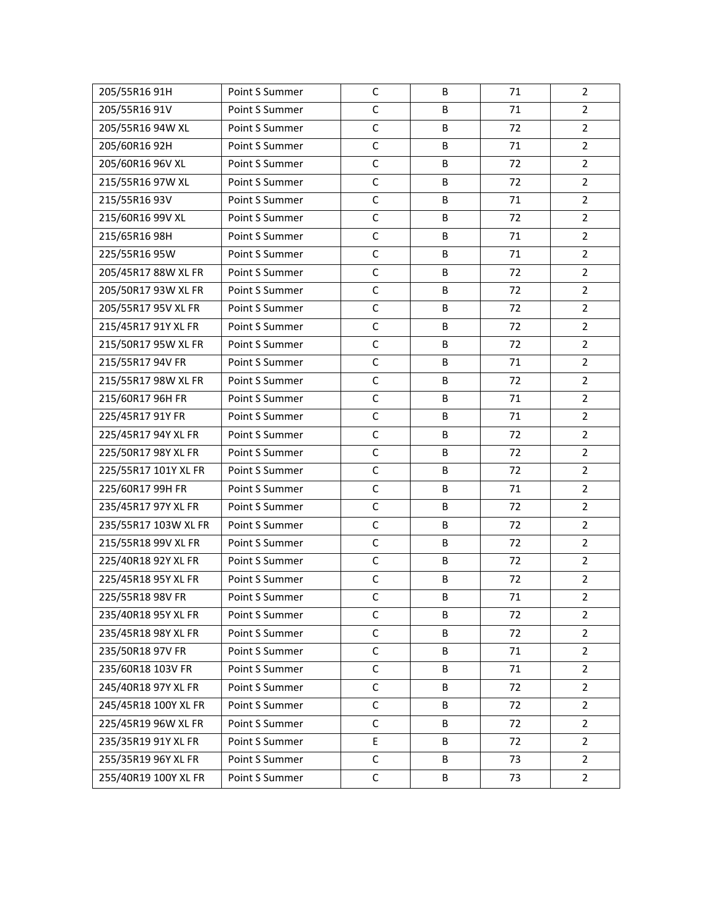| | | | | | |
|---|---|---|---|---|---|
| 205/55R16 91H | Point S Summer | C | B | 71 | 2 |
| 205/55R16 91V | Point S Summer | C | B | 71 | 2 |
| 205/55R16 94W XL | Point S Summer | C | B | 72 | 2 |
| 205/60R16 92H | Point S Summer | C | B | 71 | 2 |
| 205/60R16 96V XL | Point S Summer | C | B | 72 | 2 |
| 215/55R16 97W XL | Point S Summer | C | B | 72 | 2 |
| 215/55R16 93V | Point S Summer | C | B | 71 | 2 |
| 215/60R16 99V XL | Point S Summer | C | B | 72 | 2 |
| 215/65R16 98H | Point S Summer | C | B | 71 | 2 |
| 225/55R16 95W | Point S Summer | C | B | 71 | 2 |
| 205/45R17 88W XL FR | Point S Summer | C | B | 72 | 2 |
| 205/50R17 93W XL FR | Point S Summer | C | B | 72 | 2 |
| 205/55R17 95V XL FR | Point S Summer | C | B | 72 | 2 |
| 215/45R17 91Y XL FR | Point S Summer | C | B | 72 | 2 |
| 215/50R17 95W XL FR | Point S Summer | C | B | 72 | 2 |
| 215/55R17 94V FR | Point S Summer | C | B | 71 | 2 |
| 215/55R17 98W XL FR | Point S Summer | C | B | 72 | 2 |
| 215/60R17 96H FR | Point S Summer | C | B | 71 | 2 |
| 225/45R17 91Y FR | Point S Summer | C | B | 71 | 2 |
| 225/45R17 94Y XL FR | Point S Summer | C | B | 72 | 2 |
| 225/50R17 98Y XL FR | Point S Summer | C | B | 72 | 2 |
| 225/55R17 101Y XL FR | Point S Summer | C | B | 72 | 2 |
| 225/60R17 99H FR | Point S Summer | C | B | 71 | 2 |
| 235/45R17 97Y XL FR | Point S Summer | C | B | 72 | 2 |
| 235/55R17 103W XL FR | Point S Summer | C | B | 72 | 2 |
| 215/55R18 99V XL FR | Point S Summer | C | B | 72 | 2 |
| 225/40R18 92Y XL FR | Point S Summer | C | B | 72 | 2 |
| 225/45R18 95Y XL FR | Point S Summer | C | B | 72 | 2 |
| 225/55R18 98V FR | Point S Summer | C | B | 71 | 2 |
| 235/40R18 95Y XL FR | Point S Summer | C | B | 72 | 2 |
| 235/45R18 98Y XL FR | Point S Summer | C | B | 72 | 2 |
| 235/50R18 97V FR | Point S Summer | C | B | 71 | 2 |
| 235/60R18 103V FR | Point S Summer | C | B | 71 | 2 |
| 245/40R18 97Y XL FR | Point S Summer | C | B | 72 | 2 |
| 245/45R18 100Y XL FR | Point S Summer | C | B | 72 | 2 |
| 225/45R19 96W XL FR | Point S Summer | C | B | 72 | 2 |
| 235/35R19 91Y XL FR | Point S Summer | E | B | 72 | 2 |
| 255/35R19 96Y XL FR | Point S Summer | C | B | 73 | 2 |
| 255/40R19 100Y XL FR | Point S Summer | C | B | 73 | 2 |